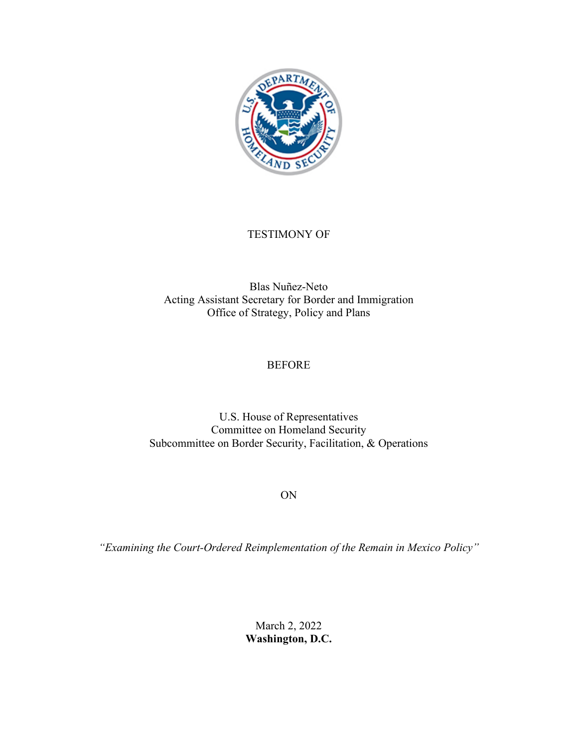TESTIMONY OF

Blas Nuñez-Neto
Acting Assistant Secretary for Border and Immigration
Office of Strategy, Policy and Plans

BEFORE

U.S. House of Representatives
Committee on Homeland Security
Subcommittee on Border Security, Facilitation, & Operations

ON

*"Examining the Court-Ordered Reimplementation of the Remain in Mexico Policy"*

March 2, 2022
**Washington, D.C.**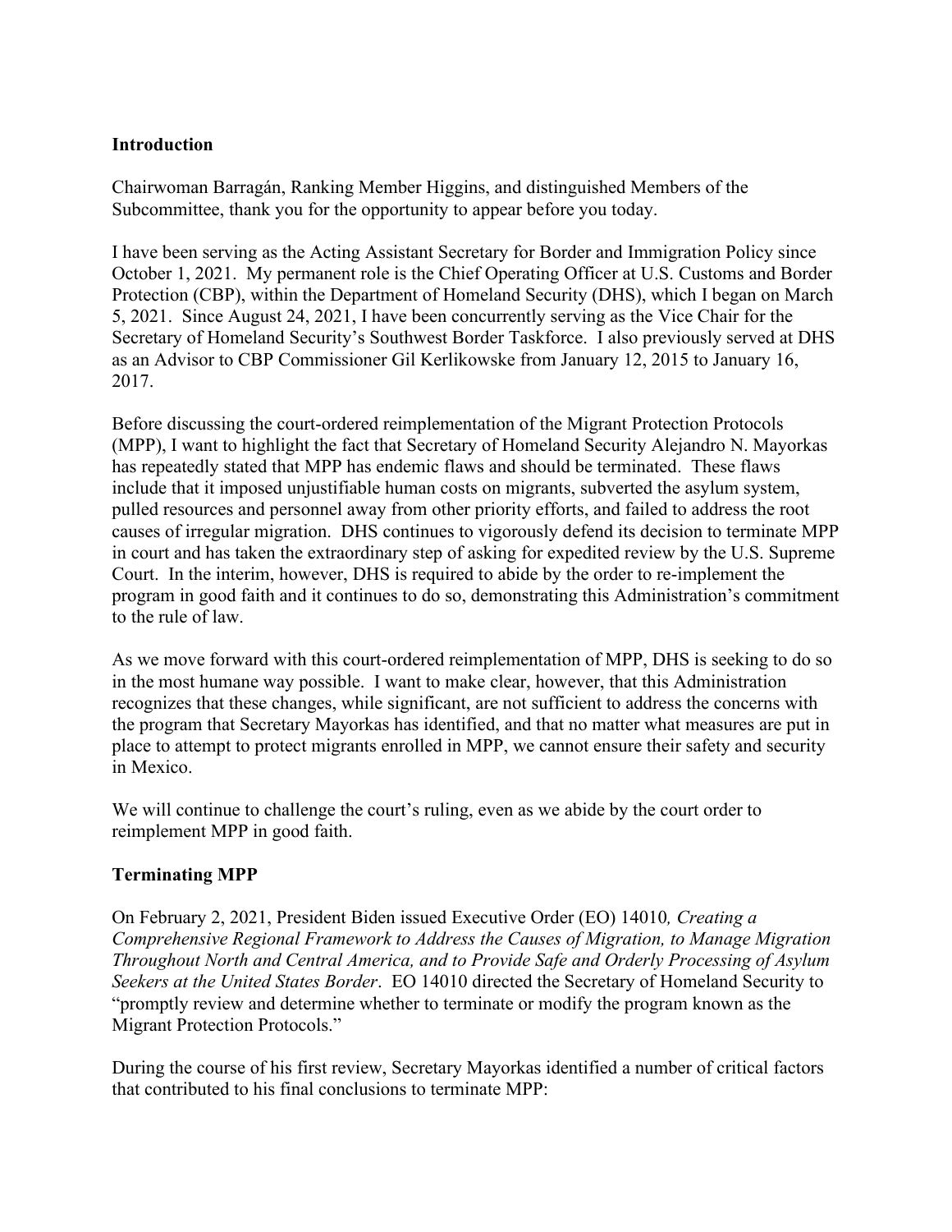## Introduction

Chairwoman Barragán, Ranking Member Higgins, and distinguished Members of the Subcommittee, thank you for the opportunity to appear before you today.

I have been serving as the Acting Assistant Secretary for Border and Immigration Policy since October 1, 2021. My permanent role is the Chief Operating Officer at U.S. Customs and Border Protection (CBP), within the Department of Homeland Security (DHS), which I began on March 5, 2021. Since August 24, 2021, I have been concurrently serving as the Vice Chair for the Secretary of Homeland Security's Southwest Border Taskforce. I also previously served at DHS as an Advisor to CBP Commissioner Gil Kerlikowske from January 12, 2015 to January 16, 2017.

Before discussing the court-ordered reimplementation of the Migrant Protection Protocols (MPP), I want to highlight the fact that Secretary of Homeland Security Alejandro N. Mayorkas has repeatedly stated that MPP has endemic flaws and should be terminated. These flaws include that it imposed unjustifiable human costs on migrants, subverted the asylum system, pulled resources and personnel away from other priority efforts, and failed to address the root causes of irregular migration. DHS continues to vigorously defend its decision to terminate MPP in court and has taken the extraordinary step of asking for expedited review by the U.S. Supreme Court. In the interim, however, DHS is required to abide by the order to re-implement the program in good faith and it continues to do so, demonstrating this Administration's commitment to the rule of law.

As we move forward with this court-ordered reimplementation of MPP, DHS is seeking to do so in the most humane way possible. I want to make clear, however, that this Administration recognizes that these changes, while significant, are not sufficient to address the concerns with the program that Secretary Mayorkas has identified, and that no matter what measures are put in place to attempt to protect migrants enrolled in MPP, we cannot ensure their safety and security in Mexico.

We will continue to challenge the court's ruling, even as we abide by the court order to reimplement MPP in good faith.

## Terminating MPP

On February 2, 2021, President Biden issued Executive Order (EO) 14010*, Creating a Comprehensive Regional Framework to Address the Causes of Migration, to Manage Migration Throughout North and Central America, and to Provide Safe and Orderly Processing of Asylum Seekers at the United States Border*. EO 14010 directed the Secretary of Homeland Security to "promptly review and determine whether to terminate or modify the program known as the Migrant Protection Protocols."

During the course of his first review, Secretary Mayorkas identified a number of critical factors that contributed to his final conclusions to terminate MPP: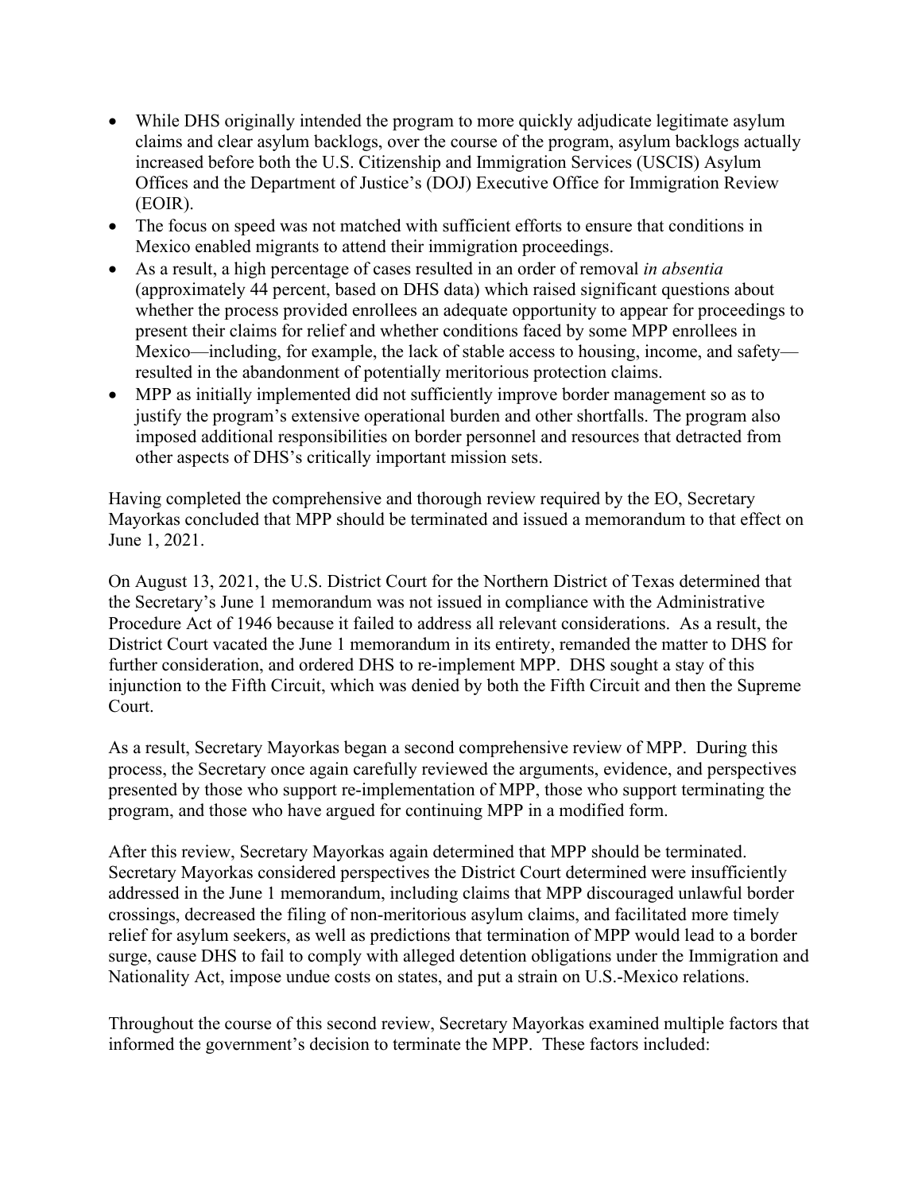- While DHS originally intended the program to more quickly adjudicate legitimate asylum claims and clear asylum backlogs, over the course of the program, asylum backlogs actually increased before both the U.S. Citizenship and Immigration Services (USCIS) Asylum Offices and the Department of Justice's (DOJ) Executive Office for Immigration Review (EOIR).
- The focus on speed was not matched with sufficient efforts to ensure that conditions in Mexico enabled migrants to attend their immigration proceedings.
- As a result, a high percentage of cases resulted in an order of removal *in absentia* (approximately 44 percent, based on DHS data) which raised significant questions about whether the process provided enrollees an adequate opportunity to appear for proceedings to present their claims for relief and whether conditions faced by some MPP enrollees in Mexico—including, for example, the lack of stable access to housing, income, and safety—resulted in the abandonment of potentially meritorious protection claims.
- MPP as initially implemented did not sufficiently improve border management so as to justify the program's extensive operational burden and other shortfalls. The program also imposed additional responsibilities on border personnel and resources that detracted from other aspects of DHS's critically important mission sets.

Having completed the comprehensive and thorough review required by the EO, Secretary Mayorkas concluded that MPP should be terminated and issued a memorandum to that effect on June 1, 2021.

On August 13, 2021, the U.S. District Court for the Northern District of Texas determined that the Secretary's June 1 memorandum was not issued in compliance with the Administrative Procedure Act of 1946 because it failed to address all relevant considerations. As a result, the District Court vacated the June 1 memorandum in its entirety, remanded the matter to DHS for further consideration, and ordered DHS to re-implement MPP. DHS sought a stay of this injunction to the Fifth Circuit, which was denied by both the Fifth Circuit and then the Supreme Court.

As a result, Secretary Mayorkas began a second comprehensive review of MPP. During this process, the Secretary once again carefully reviewed the arguments, evidence, and perspectives presented by those who support re-implementation of MPP, those who support terminating the program, and those who have argued for continuing MPP in a modified form.

After this review, Secretary Mayorkas again determined that MPP should be terminated. Secretary Mayorkas considered perspectives the District Court determined were insufficiently addressed in the June 1 memorandum, including claims that MPP discouraged unlawful border crossings, decreased the filing of non-meritorious asylum claims, and facilitated more timely relief for asylum seekers, as well as predictions that termination of MPP would lead to a border surge, cause DHS to fail to comply with alleged detention obligations under the Immigration and Nationality Act, impose undue costs on states, and put a strain on U.S.-Mexico relations.

Throughout the course of this second review, Secretary Mayorkas examined multiple factors that informed the government's decision to terminate the MPP. These factors included: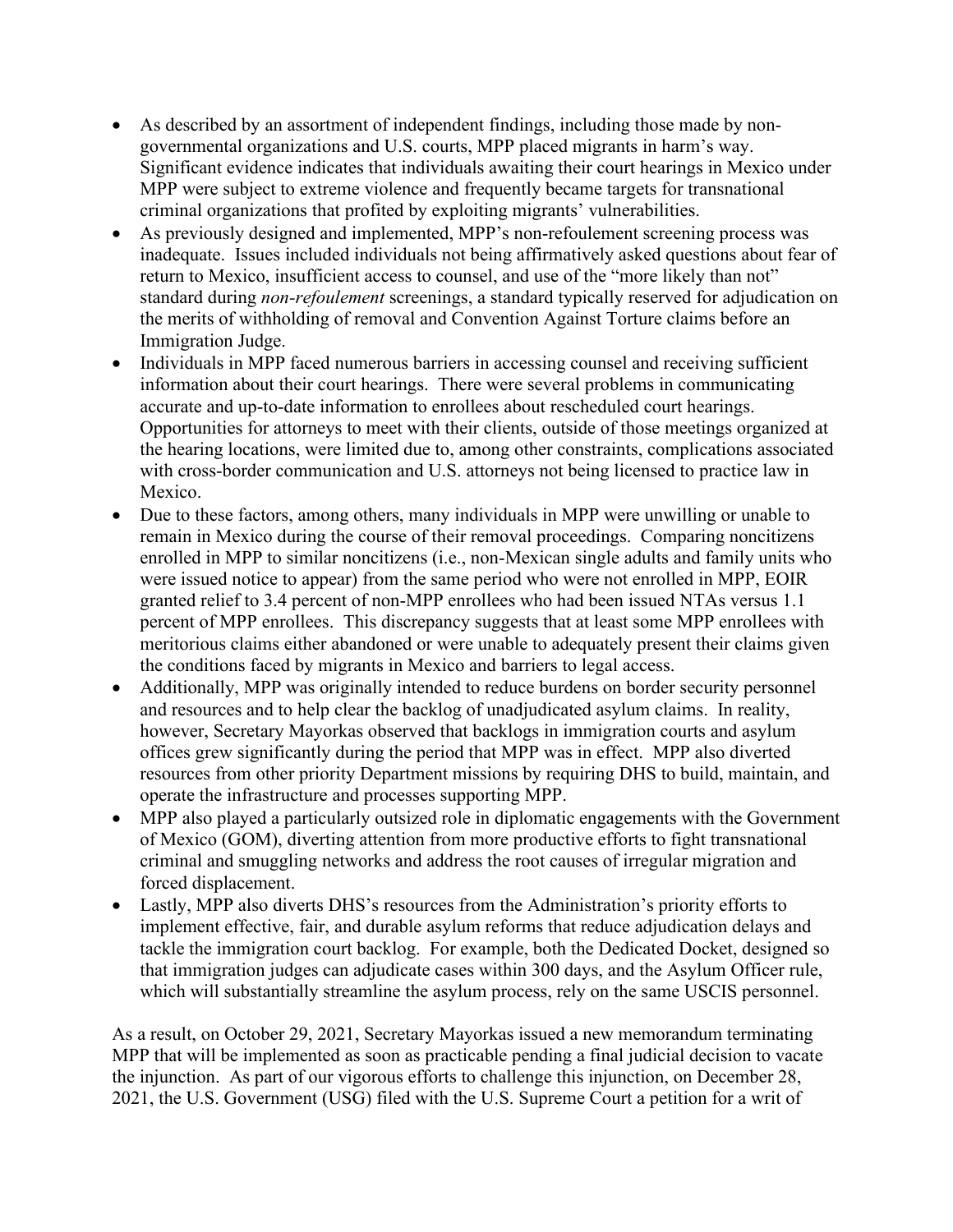- As described by an assortment of independent findings, including those made by non-governmental organizations and U.S. courts, MPP placed migrants in harm's way. Significant evidence indicates that individuals awaiting their court hearings in Mexico under MPP were subject to extreme violence and frequently became targets for transnational criminal organizations that profited by exploiting migrants' vulnerabilities.
- As previously designed and implemented, MPP's non-refoulement screening process was inadequate. Issues included individuals not being affirmatively asked questions about fear of return to Mexico, insufficient access to counsel, and use of the "more likely than not" standard during *non-refoulement* screenings, a standard typically reserved for adjudication on the merits of withholding of removal and Convention Against Torture claims before an Immigration Judge.
- Individuals in MPP faced numerous barriers in accessing counsel and receiving sufficient information about their court hearings. There were several problems in communicating accurate and up-to-date information to enrollees about rescheduled court hearings. Opportunities for attorneys to meet with their clients, outside of those meetings organized at the hearing locations, were limited due to, among other constraints, complications associated with cross-border communication and U.S. attorneys not being licensed to practice law in Mexico.
- Due to these factors, among others, many individuals in MPP were unwilling or unable to remain in Mexico during the course of their removal proceedings. Comparing noncitizens enrolled in MPP to similar noncitizens (i.e., non-Mexican single adults and family units who were issued notice to appear) from the same period who were not enrolled in MPP, EOIR granted relief to 3.4 percent of non-MPP enrollees who had been issued NTAs versus 1.1 percent of MPP enrollees. This discrepancy suggests that at least some MPP enrollees with meritorious claims either abandoned or were unable to adequately present their claims given the conditions faced by migrants in Mexico and barriers to legal access.
- Additionally, MPP was originally intended to reduce burdens on border security personnel and resources and to help clear the backlog of unadjudicated asylum claims. In reality, however, Secretary Mayorkas observed that backlogs in immigration courts and asylum offices grew significantly during the period that MPP was in effect. MPP also diverted resources from other priority Department missions by requiring DHS to build, maintain, and operate the infrastructure and processes supporting MPP.
- MPP also played a particularly outsized role in diplomatic engagements with the Government of Mexico (GOM), diverting attention from more productive efforts to fight transnational criminal and smuggling networks and address the root causes of irregular migration and forced displacement.
- Lastly, MPP also diverts DHS's resources from the Administration's priority efforts to implement effective, fair, and durable asylum reforms that reduce adjudication delays and tackle the immigration court backlog. For example, both the Dedicated Docket, designed so that immigration judges can adjudicate cases within 300 days, and the Asylum Officer rule, which will substantially streamline the asylum process, rely on the same USCIS personnel.

As a result, on October 29, 2021, Secretary Mayorkas issued a new memorandum terminating MPP that will be implemented as soon as practicable pending a final judicial decision to vacate the injunction. As part of our vigorous efforts to challenge this injunction, on December 28, 2021, the U.S. Government (USG) filed with the U.S. Supreme Court a petition for a writ of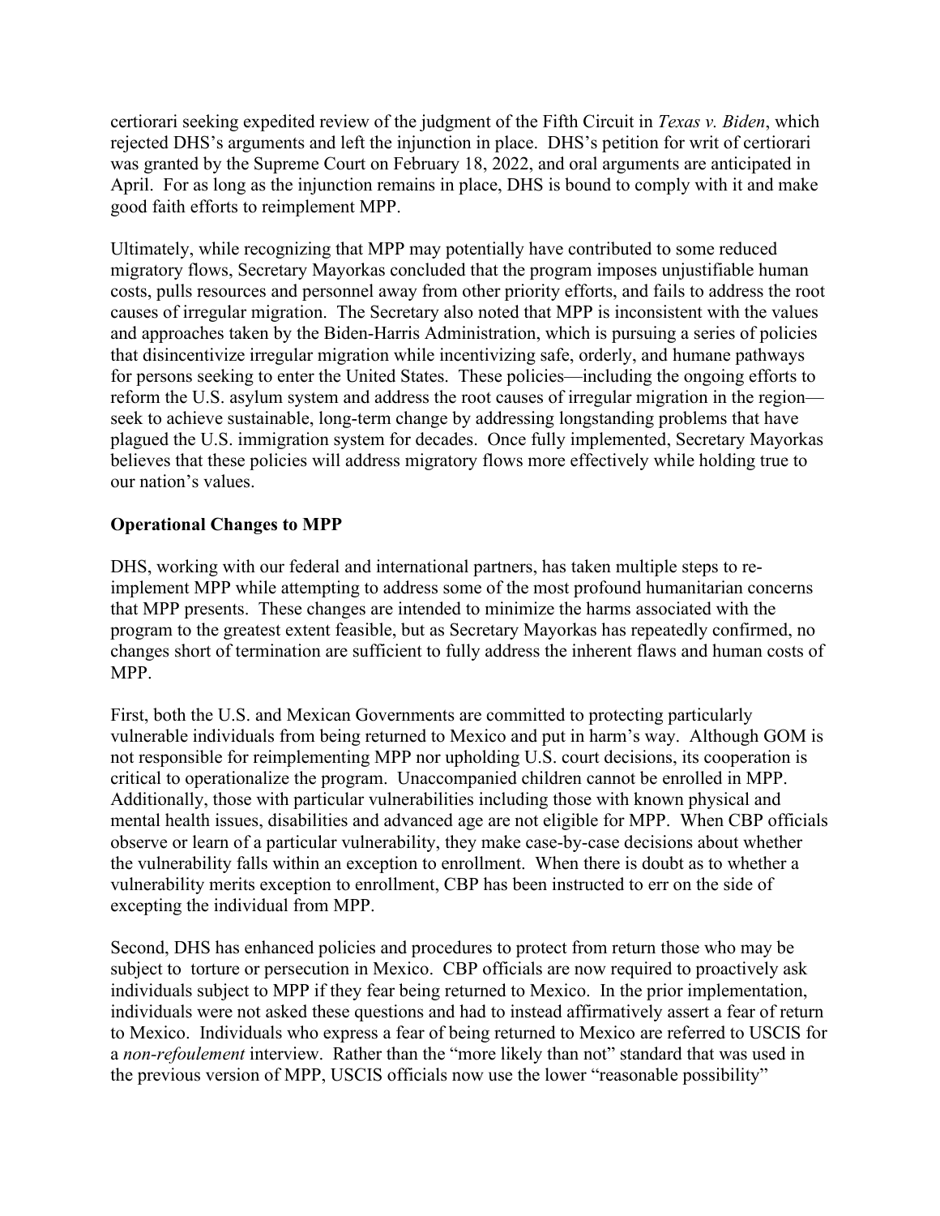certiorari seeking expedited review of the judgment of the Fifth Circuit in *Texas v. Biden*, which rejected DHS's arguments and left the injunction in place. DHS's petition for writ of certiorari was granted by the Supreme Court on February 18, 2022, and oral arguments are anticipated in April. For as long as the injunction remains in place, DHS is bound to comply with it and make good faith efforts to reimplement MPP.

Ultimately, while recognizing that MPP may potentially have contributed to some reduced migratory flows, Secretary Mayorkas concluded that the program imposes unjustifiable human costs, pulls resources and personnel away from other priority efforts, and fails to address the root causes of irregular migration. The Secretary also noted that MPP is inconsistent with the values and approaches taken by the Biden-Harris Administration, which is pursuing a series of policies that disincentivize irregular migration while incentivizing safe, orderly, and humane pathways for persons seeking to enter the United States. These policies—including the ongoing efforts to reform the U.S. asylum system and address the root causes of irregular migration in the region—seek to achieve sustainable, long-term change by addressing longstanding problems that have plagued the U.S. immigration system for decades. Once fully implemented, Secretary Mayorkas believes that these policies will address migratory flows more effectively while holding true to our nation's values.

**Operational Changes to MPP**

DHS, working with our federal and international partners, has taken multiple steps to re-implement MPP while attempting to address some of the most profound humanitarian concerns that MPP presents. These changes are intended to minimize the harms associated with the program to the greatest extent feasible, but as Secretary Mayorkas has repeatedly confirmed, no changes short of termination are sufficient to fully address the inherent flaws and human costs of MPP.

First, both the U.S. and Mexican Governments are committed to protecting particularly vulnerable individuals from being returned to Mexico and put in harm's way. Although GOM is not responsible for reimplementing MPP nor upholding U.S. court decisions, its cooperation is critical to operationalize the program. Unaccompanied children cannot be enrolled in MPP. Additionally, those with particular vulnerabilities including those with known physical and mental health issues, disabilities and advanced age are not eligible for MPP. When CBP officials observe or learn of a particular vulnerability, they make case-by-case decisions about whether the vulnerability falls within an exception to enrollment. When there is doubt as to whether a vulnerability merits exception to enrollment, CBP has been instructed to err on the side of excepting the individual from MPP.

Second, DHS has enhanced policies and procedures to protect from return those who may be subject to torture or persecution in Mexico. CBP officials are now required to proactively ask individuals subject to MPP if they fear being returned to Mexico. In the prior implementation, individuals were not asked these questions and had to instead affirmatively assert a fear of return to Mexico. Individuals who express a fear of being returned to Mexico are referred to USCIS for a *non-refoulement* interview. Rather than the "more likely than not" standard that was used in the previous version of MPP, USCIS officials now use the lower "reasonable possibility"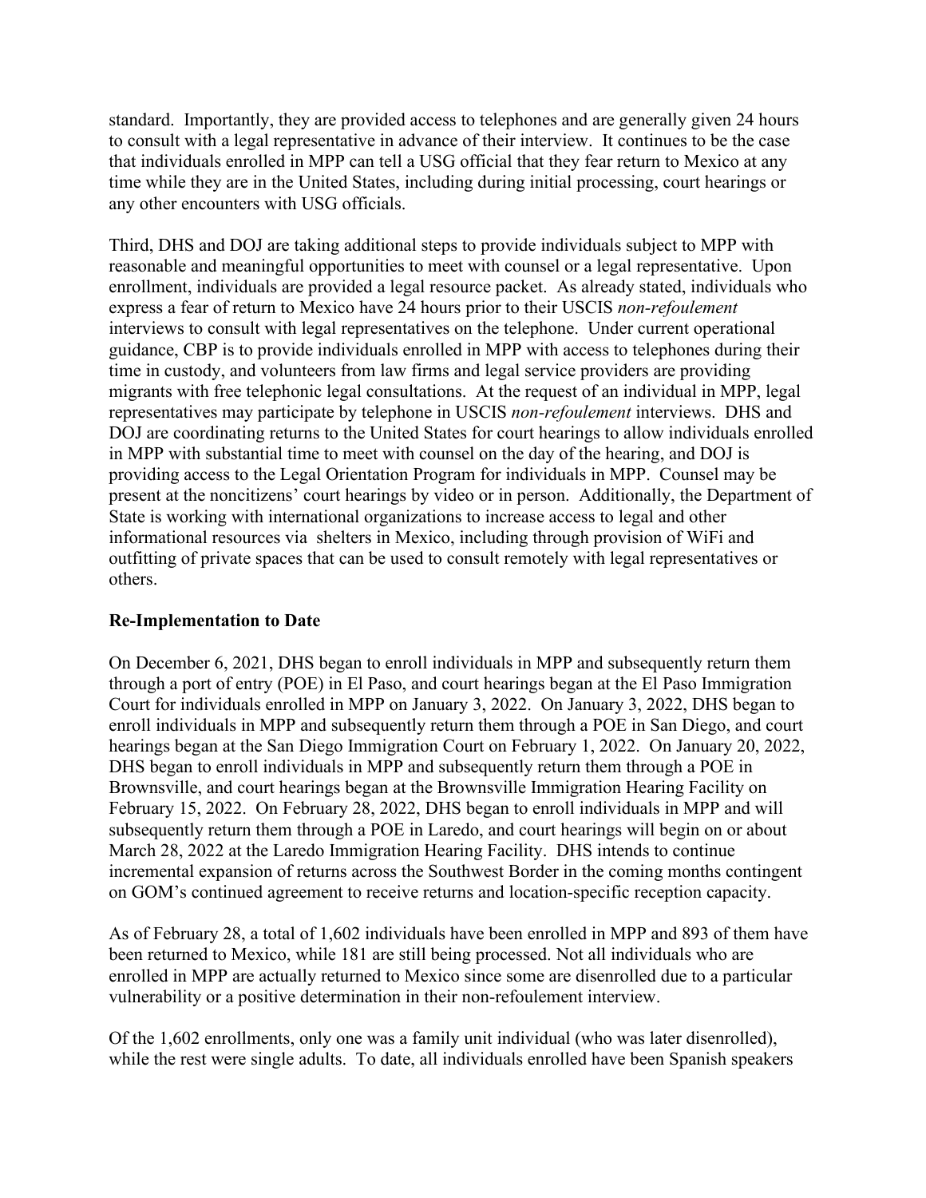standard. Importantly, they are provided access to telephones and are generally given 24 hours to consult with a legal representative in advance of their interview. It continues to be the case that individuals enrolled in MPP can tell a USG official that they fear return to Mexico at any time while they are in the United States, including during initial processing, court hearings or any other encounters with USG officials.

Third, DHS and DOJ are taking additional steps to provide individuals subject to MPP with reasonable and meaningful opportunities to meet with counsel or a legal representative. Upon enrollment, individuals are provided a legal resource packet. As already stated, individuals who express a fear of return to Mexico have 24 hours prior to their USCIS *non-refoulement* interviews to consult with legal representatives on the telephone. Under current operational guidance, CBP is to provide individuals enrolled in MPP with access to telephones during their time in custody, and volunteers from law firms and legal service providers are providing migrants with free telephonic legal consultations. At the request of an individual in MPP, legal representatives may participate by telephone in USCIS *non-refoulement* interviews. DHS and DOJ are coordinating returns to the United States for court hearings to allow individuals enrolled in MPP with substantial time to meet with counsel on the day of the hearing, and DOJ is providing access to the Legal Orientation Program for individuals in MPP. Counsel may be present at the noncitizens' court hearings by video or in person. Additionally, the Department of State is working with international organizations to increase access to legal and other informational resources via shelters in Mexico, including through provision of WiFi and outfitting of private spaces that can be used to consult remotely with legal representatives or others.

**Re-Implementation to Date**

On December 6, 2021, DHS began to enroll individuals in MPP and subsequently return them through a port of entry (POE) in El Paso, and court hearings began at the El Paso Immigration Court for individuals enrolled in MPP on January 3, 2022. On January 3, 2022, DHS began to enroll individuals in MPP and subsequently return them through a POE in San Diego, and court hearings began at the San Diego Immigration Court on February 1, 2022. On January 20, 2022, DHS began to enroll individuals in MPP and subsequently return them through a POE in Brownsville, and court hearings began at the Brownsville Immigration Hearing Facility on February 15, 2022. On February 28, 2022, DHS began to enroll individuals in MPP and will subsequently return them through a POE in Laredo, and court hearings will begin on or about March 28, 2022 at the Laredo Immigration Hearing Facility. DHS intends to continue incremental expansion of returns across the Southwest Border in the coming months contingent on GOM's continued agreement to receive returns and location-specific reception capacity.

As of February 28, a total of 1,602 individuals have been enrolled in MPP and 893 of them have been returned to Mexico, while 181 are still being processed. Not all individuals who are enrolled in MPP are actually returned to Mexico since some are disenrolled due to a particular vulnerability or a positive determination in their non-refoulement interview.

Of the 1,602 enrollments, only one was a family unit individual (who was later disenrolled), while the rest were single adults. To date, all individuals enrolled have been Spanish speakers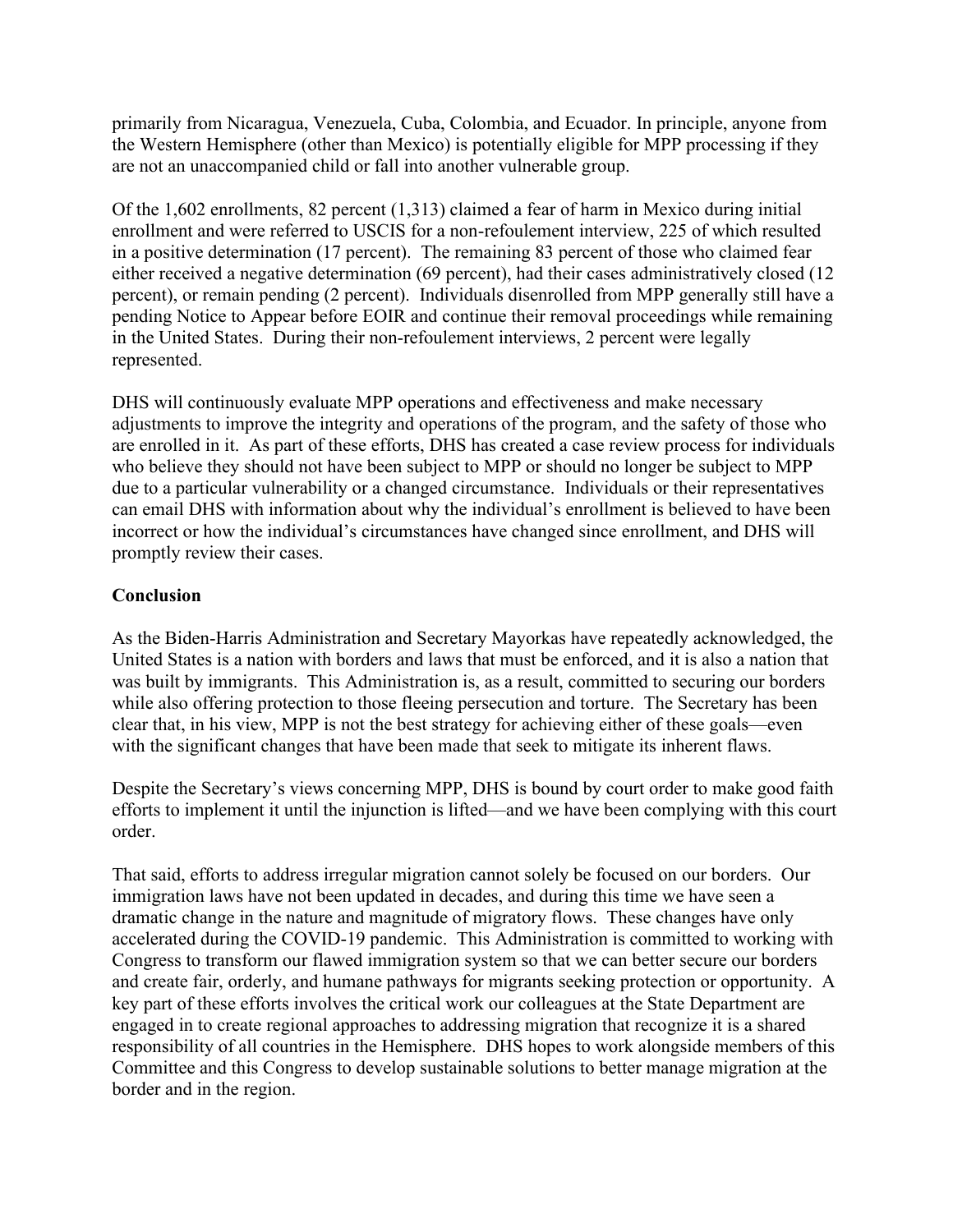primarily from Nicaragua, Venezuela, Cuba, Colombia, and Ecuador. In principle, anyone from the Western Hemisphere (other than Mexico) is potentially eligible for MPP processing if they are not an unaccompanied child or fall into another vulnerable group.

Of the 1,602 enrollments, 82 percent (1,313) claimed a fear of harm in Mexico during initial enrollment and were referred to USCIS for a non-refoulement interview, 225 of which resulted in a positive determination (17 percent). The remaining 83 percent of those who claimed fear either received a negative determination (69 percent), had their cases administratively closed (12 percent), or remain pending (2 percent). Individuals disenrolled from MPP generally still have a pending Notice to Appear before EOIR and continue their removal proceedings while remaining in the United States. During their non-refoulement interviews, 2 percent were legally represented.

DHS will continuously evaluate MPP operations and effectiveness and make necessary adjustments to improve the integrity and operations of the program, and the safety of those who are enrolled in it. As part of these efforts, DHS has created a case review process for individuals who believe they should not have been subject to MPP or should no longer be subject to MPP due to a particular vulnerability or a changed circumstance. Individuals or their representatives can email DHS with information about why the individual's enrollment is believed to have been incorrect or how the individual's circumstances have changed since enrollment, and DHS will promptly review their cases.

**Conclusion**

As the Biden-Harris Administration and Secretary Mayorkas have repeatedly acknowledged, the United States is a nation with borders and laws that must be enforced, and it is also a nation that was built by immigrants. This Administration is, as a result, committed to securing our borders while also offering protection to those fleeing persecution and torture. The Secretary has been clear that, in his view, MPP is not the best strategy for achieving either of these goals—even with the significant changes that have been made that seek to mitigate its inherent flaws.

Despite the Secretary's views concerning MPP, DHS is bound by court order to make good faith efforts to implement it until the injunction is lifted—and we have been complying with this court order.

That said, efforts to address irregular migration cannot solely be focused on our borders. Our immigration laws have not been updated in decades, and during this time we have seen a dramatic change in the nature and magnitude of migratory flows. These changes have only accelerated during the COVID-19 pandemic. This Administration is committed to working with Congress to transform our flawed immigration system so that we can better secure our borders and create fair, orderly, and humane pathways for migrants seeking protection or opportunity. A key part of these efforts involves the critical work our colleagues at the State Department are engaged in to create regional approaches to addressing migration that recognize it is a shared responsibility of all countries in the Hemisphere. DHS hopes to work alongside members of this Committee and this Congress to develop sustainable solutions to better manage migration at the border and in the region.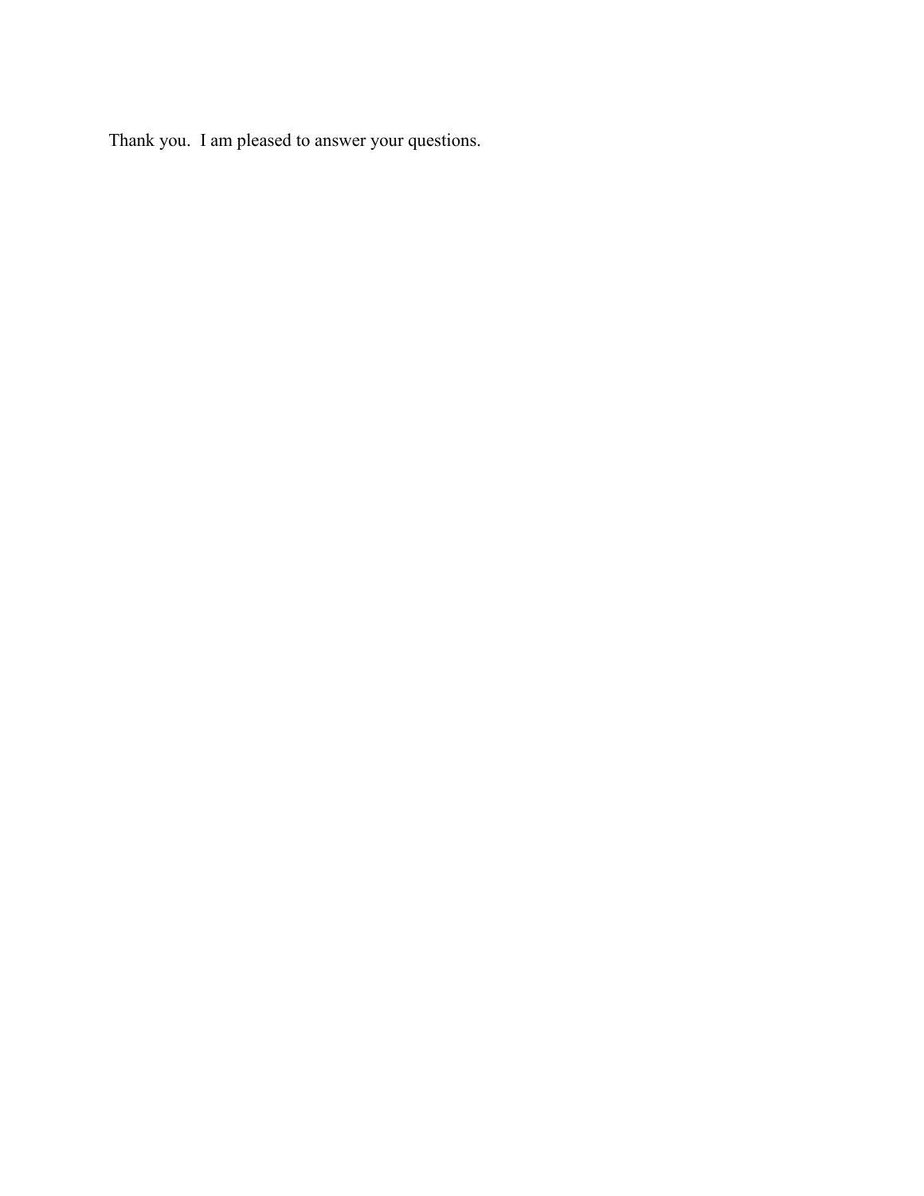Thank you. I am pleased to answer your questions.